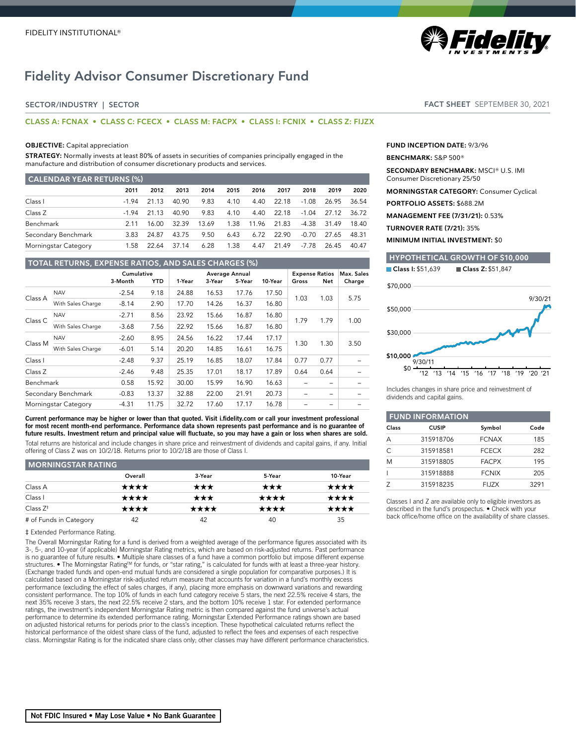FIDELITY INSTITUTIONAL®

# Fidelity Advisor Consumer Discretionary Fund

**SECTOR/INDUSTRY | SECTOR**

**FACT SHEET** SEPTEMBER 30, 2021

**CLASS A: FCNAX • CLASS C: FCECX • CLASS M: FACPX • CLASS I: FCNIX • CLASS Z: FIJZX**

**OBJECTIVE:** Capital appreciation

**STRATEGY:** Normally invests at least 80% of assets in securities of companies principally engaged in the manufacture and distribution of consumer discretionary products and services.

## CALENDAR YEAR RETURNS (%)

| | 2011 | 2012 | 2013 | 2014 | 2015 | 2016 | 2017 | 2018 | 2019 | 2020 |
|---|---|---|---|---|---|---|---|---|---|---|
| Class I | -1.94 | 21.13 | 40.90 | 9.83 | 4.10 | 4.40 | 22.18 | -1.08 | 26.95 | 36.54 |
| Class Z | -1.94 | 21.13 | 40.90 | 9.83 | 4.10 | 4.40 | 22.18 | -1.04 | 27.12 | 36.72 |
| Benchmark | 2.11 | 16.00 | 32.39 | 13.69 | 1.38 | 11.96 | 21.83 | -4.38 | 31.49 | 18.40 |
| Secondary Benchmark | 3.83 | 24.87 | 43.75 | 9.50 | 6.43 | 6.72 | 22.90 | -0.70 | 27.65 | 48.31 |
| Morningstar Category | 1.58 | 22.64 | 37.14 | 6.28 | 1.38 | 4.47 | 21.49 | -7.78 | 26.45 | 40.47 |

## TOTAL RETURNS, EXPENSE RATIOS, AND SALES CHARGES (%)

| | | Cumulative | | Average Annual | | | | Expense Ratios | | Max. Sales |
|---|---|---|---|---|---|---|---|---|---|---|
| | | 3-Month | YTD | 1-Year | 3-Year | 5-Year | 10-Year | Gross | Net | Charge |
| Class A | NAV | -2.54 | 9.18 | 24.88 | 16.53 | 17.76 | 17.50 | 1.03 | 1.03 | 5.75 |
| | With Sales Charge | -8.14 | 2.90 | 17.70 | 14.26 | 16.37 | 16.80 | | | |
| Class C | NAV | -2.71 | 8.56 | 23.92 | 15.66 | 16.87 | 16.80 | 1.79 | 1.79 | 1.00 |
| | With Sales Charge | -3.68 | 7.56 | 22.92 | 15.66 | 16.87 | 16.80 | | | |
| Class M | NAV | -2.60 | 8.95 | 24.56 | 16.22 | 17.44 | 17.17 | 1.30 | 1.30 | 3.50 |
| | With Sales Charge | -6.01 | 5.14 | 20.20 | 14.85 | 16.61 | 16.75 | | | |
| Class I | | -2.48 | 9.37 | 25.19 | 16.85 | 18.07 | 17.84 | 0.77 | 0.77 | – |
| Class Z | | -2.46 | 9.48 | 25.35 | 17.01 | 18.17 | 17.89 | 0.64 | 0.64 | – |
| Benchmark | | 0.58 | 15.92 | 30.00 | 15.99 | 16.90 | 16.63 | – | – | – |
| Secondary Benchmark | | -0.83 | 13.37 | 32.88 | 22.00 | 21.91 | 20.73 | – | – | – |
| Morningstar Category | | -4.31 | 11.75 | 32.72 | 17.60 | 17.17 | 16.78 | – | – | – |

**Current performance may be higher or lower than that quoted. Visit i.fidelity.com or call your investment professional for most recent month-end performance. Performance data shown represents past performance and is no guarantee of future results. Investment return and principal value will fluctuate, so you may have a gain or loss when shares are sold.**

Total returns are historical and include changes in share price and reinvestment of dividends and capital gains, if any. Initial offering of Class Z was on 10/2/18. Returns prior to 10/2/18 are those of Class I.

## MORNINGSTAR RATING

| | Overall | 3-Year | 5-Year | 10-Year |
|---|---|---|---|---|
| Class A | ★★★★ | ★★★ | ★★★ | ★★★★ |
| Class I | ★★★★ | ★★★ | ★★★★ | ★★★★ |
| Class Z‡ | ★★★★ | ★★★★ | ★★★★ | ★★★★ |
| # of Funds in Category | 42 | 42 | 40 | 35 |

‡ Extended Performance Rating.

The Overall Morningstar Rating for a fund is derived from a weighted average of the performance figures associated with its 3-, 5-, and 10-year (if applicable) Morningstar Rating metrics, which are based on risk-adjusted returns. Past performance is no guarantee of future results. • Multiple share classes of a fund have a common portfolio but impose different expense structures. • The Morningstar Rating™ for funds, or "star rating," is calculated for funds with at least a three-year history. (Exchange traded funds and open-end mutual funds are considered a single population for comparative purposes.) It is calculated based on a Morningstar risk-adjusted return measure that accounts for variation in a fund's monthly excess performance (excluding the effect of sales charges, if any), placing more emphasis on downward variations and rewarding consistent performance. The top 10% of funds in each fund category receive 5 stars, the next 22.5% receive 4 stars, the next 35% receive 3 stars, the next 22.5% receive 2 stars, and the bottom 10% receive 1 star. For extended performance ratings, the investment's independent Morningstar Rating metric is then compared against the fund universe's actual performance to determine its extended performance rating. Morningstar Extended Performance ratings shown are based on adjusted historical returns for periods prior to the class's inception. These hypothetical calculated returns reflect the historical performance of the oldest share class of the fund, adjusted to reflect the fees and expenses of each respective class. Morningstar Rating is for the indicated share class only; other classes may have different performance characteristics.

**FUND INCEPTION DATE:** 9/3/96

**BENCHMARK:** S&P 500®

**SECONDARY BENCHMARK:** MSCI® U.S. IMI Consumer Discretionary 25/50

**MORNINGSTAR CATEGORY:** Consumer Cyclical

**PORTFOLIO ASSETS:** $688.2M

**MANAGEMENT FEE (7/31/21):** 0.53%

**TURNOVER RATE (7/21):** 35%

**MINIMUM INITIAL INVESTMENT:** $0

## HYPOTHETICAL GROWTH OF $10,000

Class I: $51,639 Class Z: $51,847

Includes changes in share price and reinvestment of dividends and capital gains.

## FUND INFORMATION

| Class | CUSIP | Symbol | Code |
|---|---|---|---|
| A | 315918706 | FCNAX | 185 |
| C | 315918581 | FCECX | 282 |
| M | 315918805 | FACPX | 195 |
| I | 315918888 | FCNIX | 205 |
| Z | 315918235 | FIJZX | 3291 |

Classes I and Z are available only to eligible investors as described in the fund's prospectus. • Check with your back office/home office on the availability of share classes.

**Not FDIC Insured • May Lose Value • No Bank Guarantee**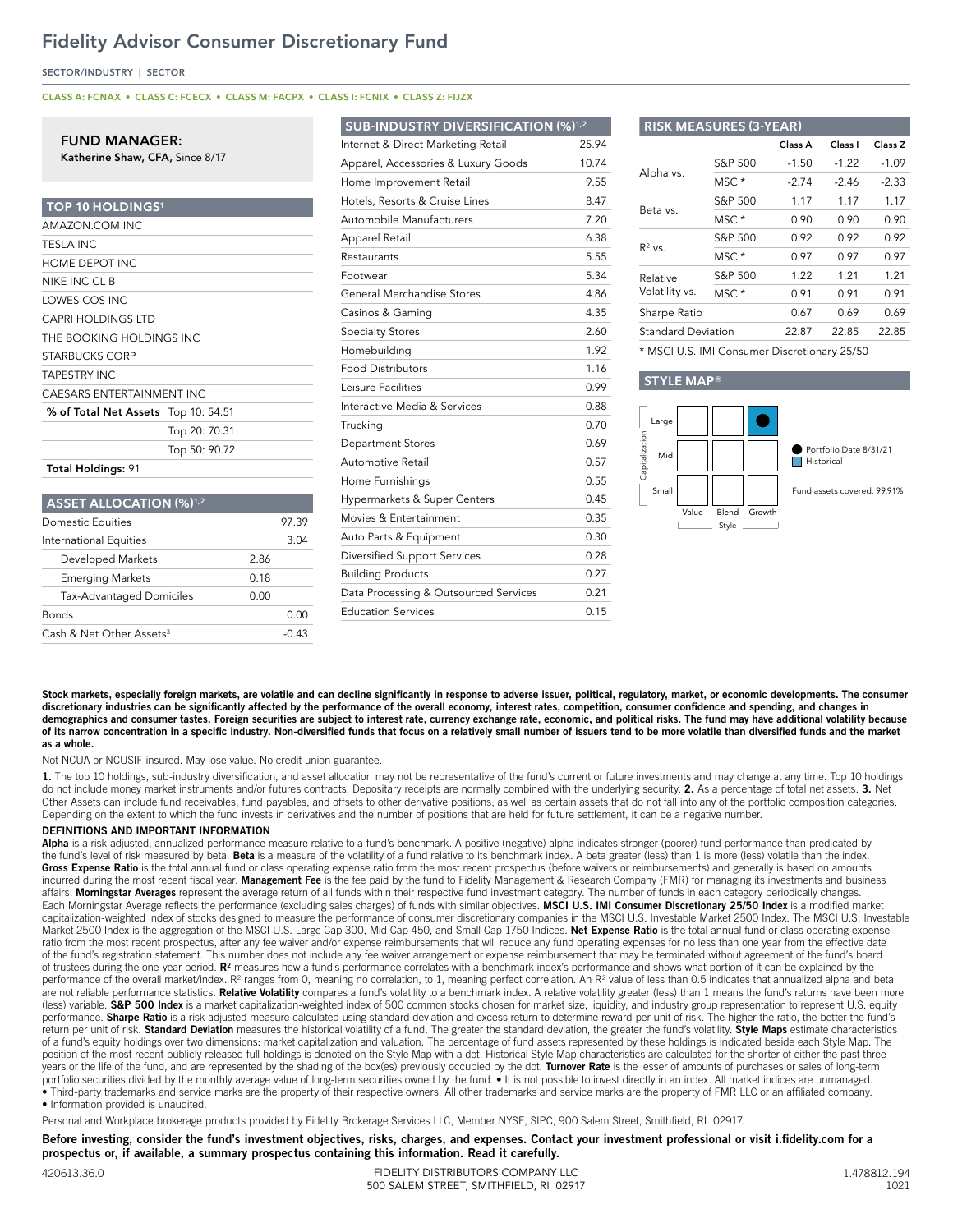# Fidelity Advisor Consumer Discretionary Fund

SECTOR/INDUSTRY | SECTOR

**CLASS A: FCNAX • CLASS C: FCECX • CLASS M: FACPX • CLASS I: FCNIX • CLASS Z: FIJZX**

**FUND MANAGER:**
**Katherine Shaw, CFA,** Since 8/17

## TOP 10 HOLDINGS[1]

| | |
|---|---|
| AMAZON.COM INC | |
| TESLA INC | |
| HOME DEPOT INC | |
| NIKE INC CL B | |
| LOWES COS INC | |
| CAPRI HOLDINGS LTD | |
| THE BOOKING HOLDINGS INC | |
| STARBUCKS CORP | |
| TAPESTRY INC | |
| CAESARS ENTERTAINMENT INC | |
| **% of Total Net Assets** | Top 10: 54.51 |
| | Top 20: 70.31 |
| | Top 50: 90.72 |
| **Total Holdings:** 91 | |

## ASSET ALLOCATION (%)[1,2]

| | | |
|---|---|---|
| Domestic Equities | | 97.39 |
| International Equities | | 3.04 |
| Developed Markets | 2.86 | |
| Emerging Markets | 0.18 | |
| Tax-Advantaged Domiciles | 0.00 | |
| Bonds | | 0.00 |
| Cash & Net Other Assets[3] | | -0.43 |

## SUB-INDUSTRY DIVERSIFICATION (%)[1,2]

| | |
|---|---|
| Internet & Direct Marketing Retail | 25.94 |
| Apparel, Accessories & Luxury Goods | 10.74 |
| Home Improvement Retail | 9.55 |
| Hotels, Resorts & Cruise Lines | 8.47 |
| Automobile Manufacturers | 7.20 |
| Apparel Retail | 6.38 |
| Restaurants | 5.55 |
| Footwear | 5.34 |
| General Merchandise Stores | 4.86 |
| Casinos & Gaming | 4.35 |
| Specialty Stores | 2.60 |
| Homebuilding | 1.92 |
| Food Distributors | 1.16 |
| Leisure Facilities | 0.99 |
| Interactive Media & Services | 0.88 |
| Trucking | 0.70 |
| Department Stores | 0.69 |
| Automotive Retail | 0.57 |
| Home Furnishings | 0.55 |
| Hypermarkets & Super Centers | 0.45 |
| Movies & Entertainment | 0.35 |
| Auto Parts & Equipment | 0.30 |
| Diversified Support Services | 0.28 |
| Building Products | 0.27 |
| Data Processing & Outsourced Services | 0.21 |
| Education Services | 0.15 |

## RISK MEASURES (3-YEAR)

| | | Class A | Class I | Class Z |
|---|---|---|---|---|
| Alpha vs. | S&P 500 | -1.50 | -1.22 | -1.09 |
| | MSCI* | -2.74 | -2.46 | -2.33 |
| Beta vs. | S&P 500 | 1.17 | 1.17 | 1.17 |
| | MSCI* | 0.90 | 0.90 | 0.90 |
| $R^2$ vs. | S&P 500 | 0.92 | 0.92 | 0.92 |
| | MSCI* | 0.97 | 0.97 | 0.97 |
| Relative Volatility vs. | S&P 500 | 1.22 | 1.21 | 1.21 |
| | MSCI* | 0.91 | 0.91 | 0.91 |
| Sharpe Ratio | | 0.67 | 0.69 | 0.69 |
| Standard Deviation | | 22.87 | 22.85 | 22.85 |

* MSCI U.S. IMI Consumer Discretionary 25/50

## STYLE MAP®

Capitalization: Large, Mid, Small
Style: Value, Blend, Growth
Portfolio Date 8/31/21
Historical
Fund assets covered: 99.91%

**Stock markets, especially foreign markets, are volatile and can decline significantly in response to adverse issuer, political, regulatory, market, or economic developments. The consumer discretionary industries can be significantly affected by the performance of the overall economy, interest rates, competition, consumer confidence and spending, and changes in demographics and consumer tastes. Foreign securities are subject to interest rate, currency exchange rate, economic, and political risks. The fund may have additional volatility because of its narrow concentration in a specific industry. Non-diversified funds that focus on a relatively small number of issuers tend to be more volatile than diversified funds and the market as a whole.**

Not NCUA or NCUSIF insured. May lose value. No credit union guarantee.

**1.** The top 10 holdings, sub-industry diversification, and asset allocation may not be representative of the fund's current or future investments and may change at any time. Top 10 holdings do not include money market instruments and/or futures contracts. Depositary receipts are normally combined with the underlying security. **2.** As a percentage of total net assets. **3.** Net Other Assets can include fund receivables, fund payables, and offsets to other derivative positions, as well as certain assets that do not fall into any of the portfolio composition categories. Depending on the extent to which the fund invests in derivatives and the number of positions that are held for future settlement, it can be a negative number.

### DEFINITIONS AND IMPORTANT INFORMATION

**Alpha** is a risk-adjusted, annualized performance measure relative to a fund's benchmark. A positive (negative) alpha indicates stronger (poorer) fund performance than predicated by the fund's level of risk measured by beta. **Beta** is a measure of the volatility of a fund relative to its benchmark index. A beta greater (less) than 1 is more (less) volatile than the index. **Gross Expense Ratio** is the total annual fund or class operating expense ratio from the most recent prospectus (before waivers or reimbursements) and generally is based on amounts incurred during the most recent fiscal year. **Management Fee** is the fee paid by the fund to Fidelity Management & Research Company (FMR) for managing its investments and business affairs. **Morningstar Averages** represent the average return of all funds within their respective fund investment category. The number of funds in each category periodically changes. Each Morningstar Average reflects the performance (excluding sales charges) of funds with similar objectives. **MSCI U.S. IMI Consumer Discretionary 25/50 Index** is a modified market capitalization-weighted index of stocks designed to measure the performance of consumer discretionary companies in the MSCI U.S. Investable Market 2500 Index. The MSCI U.S. Investable Market 2500 Index is the aggregation of the MSCI U.S. Large Cap 300, Mid Cap 450, and Small Cap 1750 Indices. **Net Expense Ratio** is the total annual fund or class operating expense ratio from the most recent prospectus, after any fee waiver and/or expense reimbursements that will reduce any fund operating expenses for no less than one year from the effective date of the fund's registration statement. This number does not include any fee waiver arrangement or expense reimbursement that may be terminated without agreement of the fund's board of trustees during the one-year period. **$R^2$** measures how a fund's performance correlates with a benchmark index's performance and shows what portion of it can be explained by the performance of the overall market/index. $R^2$ ranges from 0, meaning no correlation, to 1, meaning perfect correlation. An $R^2$ value of less than 0.5 indicates that annualized alpha and beta are not reliable performance statistics. **Relative Volatility** compares a fund's volatility to a benchmark index. A relative volatility greater (less) than 1 means the fund's returns have been more (less) variable. **S&P 500 Index** is a market capitalization-weighted index of 500 common stocks chosen for market size, liquidity, and industry group representation to represent U.S. equity performance. **Sharpe Ratio** is a risk-adjusted measure calculated using standard deviation and excess return to determine reward per unit of risk. The higher the ratio, the better the fund's return per unit of risk. **Standard Deviation** measures the historical volatility of a fund. The greater the standard deviation, the greater the fund's volatility. **Style Maps** estimate characteristics of a fund's equity holdings over two dimensions: market capitalization and valuation. The percentage of fund assets represented by these holdings is indicated beside each Style Map. The position of the most recent publicly released full holdings is denoted on the Style Map with a dot. Historical Style Map characteristics are calculated for the shorter of either the past three years or the life of the fund, and are represented by the shading of the box(es) previously occupied by the dot. **Turnover Rate** is the lesser of amounts of purchases or sales of long-term portfolio securities divided by the monthly average value of long-term securities owned by the fund. • It is not possible to invest directly in an index. All market indices are unmanaged.
• Third-party trademarks and service marks are the property of their respective owners. All other trademarks and service marks are the property of FMR LLC or an affiliated company.
• Information provided is unaudited.

Personal and Workplace brokerage products provided by Fidelity Brokerage Services LLC, Member NYSE, SIPC, 900 Salem Street, Smithfield, RI 02917.

**Before investing, consider the fund's investment objectives, risks, charges, and expenses. Contact your investment professional or visit i.fidelity.com for a prospectus or, if available, a summary prospectus containing this information. Read it carefully.**

420613.36.0

FIDELITY DISTRIBUTORS COMPANY LLC
500 SALEM STREET, SMITHFIELD, RI 02917

1.478812.194
1021